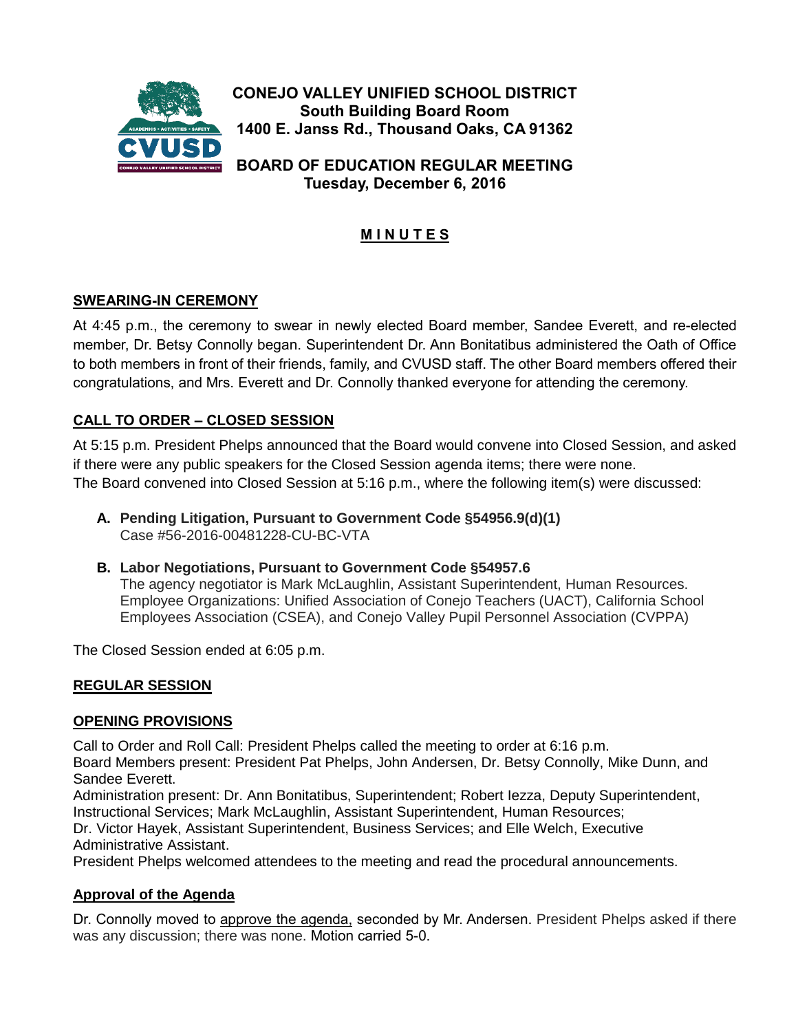**CONEJO VALLEY UNIFIED SCHOOL DISTRICT**
**South Building Board Room**
**1400 E. Janss Rd., Thousand Oaks, CA 91362**

**BOARD OF EDUCATION REGULAR MEETING**
**Tuesday, December 6, 2016**

# M I N U T E S

## SWEARING-IN CEREMONY

At 4:45 p.m., the ceremony to swear in newly elected Board member, Sandee Everett, and re-elected member, Dr. Betsy Connolly began. Superintendent Dr. Ann Bonitatibus administered the Oath of Office to both members in front of their friends, family, and CVUSD staff. The other Board members offered their congratulations, and Mrs. Everett and Dr. Connolly thanked everyone for attending the ceremony.

## CALL TO ORDER – CLOSED SESSION

At 5:15 p.m. President Phelps announced that the Board would convene into Closed Session, and asked if there were any public speakers for the Closed Session agenda items; there were none.
The Board convened into Closed Session at 5:16 p.m., where the following item(s) were discussed:

**A. Pending Litigation, Pursuant to Government Code §54956.9(d)(1)**
Case #56-2016-00481228-CU-BC-VTA

**B. Labor Negotiations, Pursuant to Government Code §54957.6**
The agency negotiator is Mark McLaughlin, Assistant Superintendent, Human Resources. Employee Organizations: Unified Association of Conejo Teachers (UACT), California School Employees Association (CSEA), and Conejo Valley Pupil Personnel Association (CVPPA)

The Closed Session ended at 6:05 p.m.

## REGULAR SESSION

## OPENING PROVISIONS

Call to Order and Roll Call: President Phelps called the meeting to order at 6:16 p.m.
Board Members present: President Pat Phelps, John Andersen, Dr. Betsy Connolly, Mike Dunn, and Sandee Everett.
Administration present: Dr. Ann Bonitatibus, Superintendent; Robert Iezza, Deputy Superintendent, Instructional Services; Mark McLaughlin, Assistant Superintendent, Human Resources;
Dr. Victor Hayek, Assistant Superintendent, Business Services; and Elle Welch, Executive Administrative Assistant.
President Phelps welcomed attendees to the meeting and read the procedural announcements.

### Approval of the Agenda

Dr. Connolly moved to approve the agenda, seconded by Mr. Andersen. President Phelps asked if there was any discussion; there was none. Motion carried 5-0.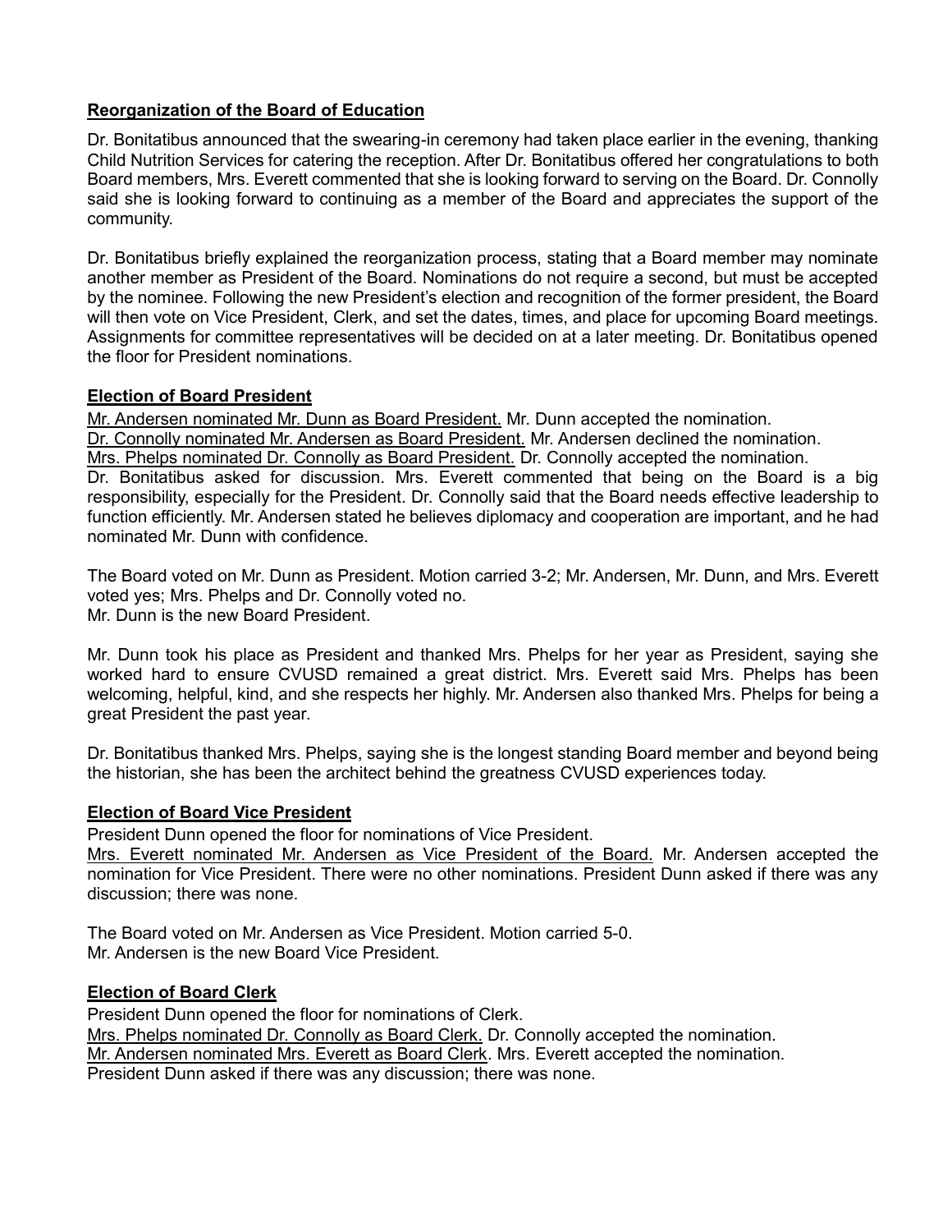**Reorganization of the Board of Education**

Dr. Bonitatibus announced that the swearing-in ceremony had taken place earlier in the evening, thanking Child Nutrition Services for catering the reception. After Dr. Bonitatibus offered her congratulations to both Board members, Mrs. Everett commented that she is looking forward to serving on the Board. Dr. Connolly said she is looking forward to continuing as a member of the Board and appreciates the support of the community.

Dr. Bonitatibus briefly explained the reorganization process, stating that a Board member may nominate another member as President of the Board. Nominations do not require a second, but must be accepted by the nominee. Following the new President's election and recognition of the former president, the Board will then vote on Vice President, Clerk, and set the dates, times, and place for upcoming Board meetings. Assignments for committee representatives will be decided on at a later meeting. Dr. Bonitatibus opened the floor for President nominations.

**Election of Board President**

Mr. Andersen nominated Mr. Dunn as Board President. Mr. Dunn accepted the nomination.
Dr. Connolly nominated Mr. Andersen as Board President. Mr. Andersen declined the nomination.
Mrs. Phelps nominated Dr. Connolly as Board President. Dr. Connolly accepted the nomination.
Dr. Bonitatibus asked for discussion. Mrs. Everett commented that being on the Board is a big responsibility, especially for the President. Dr. Connolly said that the Board needs effective leadership to function efficiently. Mr. Andersen stated he believes diplomacy and cooperation are important, and he had nominated Mr. Dunn with confidence.

The Board voted on Mr. Dunn as President. Motion carried 3-2; Mr. Andersen, Mr. Dunn, and Mrs. Everett voted yes; Mrs. Phelps and Dr. Connolly voted no.
Mr. Dunn is the new Board President.

Mr. Dunn took his place as President and thanked Mrs. Phelps for her year as President, saying she worked hard to ensure CVUSD remained a great district. Mrs. Everett said Mrs. Phelps has been welcoming, helpful, kind, and she respects her highly. Mr. Andersen also thanked Mrs. Phelps for being a great President the past year.

Dr. Bonitatibus thanked Mrs. Phelps, saying she is the longest standing Board member and beyond being the historian, she has been the architect behind the greatness CVUSD experiences today.

**Election of Board Vice President**

President Dunn opened the floor for nominations of Vice President.
Mrs. Everett nominated Mr. Andersen as Vice President of the Board. Mr. Andersen accepted the nomination for Vice President. There were no other nominations. President Dunn asked if there was any discussion; there was none.

The Board voted on Mr. Andersen as Vice President. Motion carried 5-0.
Mr. Andersen is the new Board Vice President.

**Election of Board Clerk**

President Dunn opened the floor for nominations of Clerk.
Mrs. Phelps nominated Dr. Connolly as Board Clerk. Dr. Connolly accepted the nomination.
Mr. Andersen nominated Mrs. Everett as Board Clerk. Mrs. Everett accepted the nomination.
President Dunn asked if there was any discussion; there was none.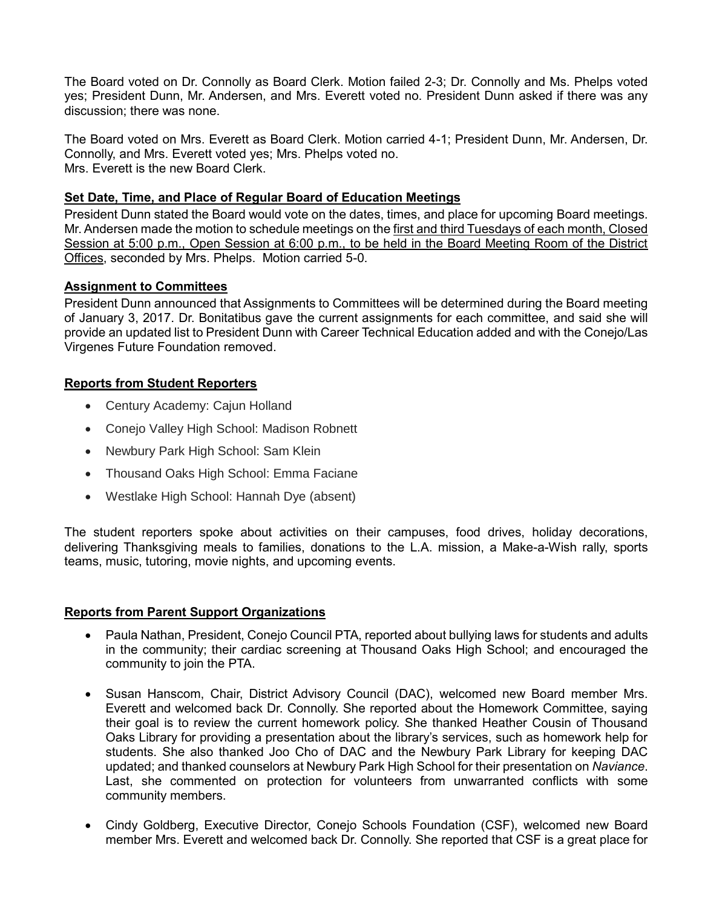The Board voted on Dr. Connolly as Board Clerk. Motion failed 2-3; Dr. Connolly and Ms. Phelps voted yes; President Dunn, Mr. Andersen, and Mrs. Everett voted no. President Dunn asked if there was any discussion; there was none.

The Board voted on Mrs. Everett as Board Clerk. Motion carried 4-1; President Dunn, Mr. Andersen, Dr. Connolly, and Mrs. Everett voted yes; Mrs. Phelps voted no.
Mrs. Everett is the new Board Clerk.

**Set Date, Time, and Place of Regular Board of Education Meetings**

President Dunn stated the Board would vote on the dates, times, and place for upcoming Board meetings. Mr. Andersen made the motion to schedule meetings on the first and third Tuesdays of each month, Closed Session at 5:00 p.m., Open Session at 6:00 p.m., to be held in the Board Meeting Room of the District Offices, seconded by Mrs. Phelps. Motion carried 5-0.

**Assignment to Committees**

President Dunn announced that Assignments to Committees will be determined during the Board meeting of January 3, 2017. Dr. Bonitatibus gave the current assignments for each committee, and said she will provide an updated list to President Dunn with Career Technical Education added and with the Conejo/Las Virgenes Future Foundation removed.

**Reports from Student Reporters**

- Century Academy: Cajun Holland
- Conejo Valley High School: Madison Robnett
- Newbury Park High School: Sam Klein
- Thousand Oaks High School: Emma Faciane
- Westlake High School: Hannah Dye (absent)

The student reporters spoke about activities on their campuses, food drives, holiday decorations, delivering Thanksgiving meals to families, donations to the L.A. mission, a Make-a-Wish rally, sports teams, music, tutoring, movie nights, and upcoming events.

**Reports from Parent Support Organizations**

- Paula Nathan, President, Conejo Council PTA, reported about bullying laws for students and adults in the community; their cardiac screening at Thousand Oaks High School; and encouraged the community to join the PTA.

- Susan Hanscom, Chair, District Advisory Council (DAC), welcomed new Board member Mrs. Everett and welcomed back Dr. Connolly. She reported about the Homework Committee, saying their goal is to review the current homework policy. She thanked Heather Cousin of Thousand Oaks Library for providing a presentation about the library's services, such as homework help for students. She also thanked Joo Cho of DAC and the Newbury Park Library for keeping DAC updated; and thanked counselors at Newbury Park High School for their presentation on *Naviance*. Last, she commented on protection for volunteers from unwarranted conflicts with some community members.

- Cindy Goldberg, Executive Director, Conejo Schools Foundation (CSF), welcomed new Board member Mrs. Everett and welcomed back Dr. Connolly. She reported that CSF is a great place for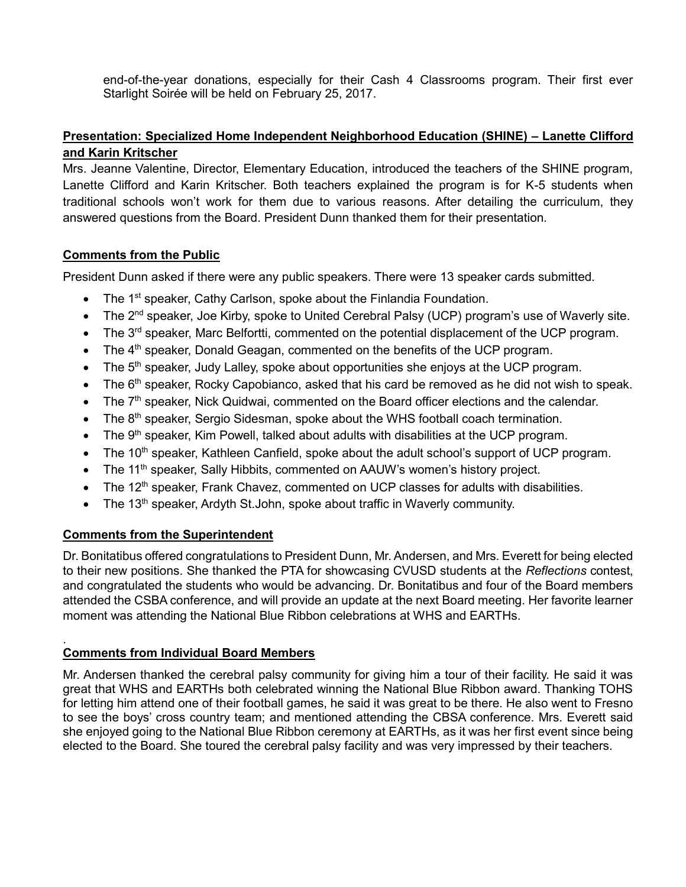end-of-the-year donations, especially for their Cash 4 Classrooms program. Their first ever Starlight Soirée will be held on February 25, 2017.

**Presentation: Specialized Home Independent Neighborhood Education (SHINE) – Lanette Clifford and Karin Kritscher**

Mrs. Jeanne Valentine, Director, Elementary Education, introduced the teachers of the SHINE program, Lanette Clifford and Karin Kritscher. Both teachers explained the program is for K-5 students when traditional schools won't work for them due to various reasons. After detailing the curriculum, they answered questions from the Board. President Dunn thanked them for their presentation.

**Comments from the Public**

President Dunn asked if there were any public speakers. There were 13 speaker cards submitted.

- The 1st speaker, Cathy Carlson, spoke about the Finlandia Foundation.
- The 2nd speaker, Joe Kirby, spoke to United Cerebral Palsy (UCP) program's use of Waverly site.
- The 3rd speaker, Marc Belfortti, commented on the potential displacement of the UCP program.
- The 4th speaker, Donald Geagan, commented on the benefits of the UCP program.
- The 5th speaker, Judy Lalley, spoke about opportunities she enjoys at the UCP program.
- The 6th speaker, Rocky Capobianco, asked that his card be removed as he did not wish to speak.
- The 7th speaker, Nick Quidwai, commented on the Board officer elections and the calendar.
- The 8th speaker, Sergio Sidesman, spoke about the WHS football coach termination.
- The 9th speaker, Kim Powell, talked about adults with disabilities at the UCP program.
- The 10th speaker, Kathleen Canfield, spoke about the adult school's support of UCP program.
- The 11th speaker, Sally Hibbits, commented on AAUW's women's history project.
- The 12th speaker, Frank Chavez, commented on UCP classes for adults with disabilities.
- The 13th speaker, Ardyth St.John, spoke about traffic in Waverly community.

**Comments from the Superintendent**

Dr. Bonitatibus offered congratulations to President Dunn, Mr. Andersen, and Mrs. Everett for being elected to their new positions. She thanked the PTA for showcasing CVUSD students at the *Reflections* contest, and congratulated the students who would be advancing. Dr. Bonitatibus and four of the Board members attended the CSBA conference, and will provide an update at the next Board meeting. Her favorite learner moment was attending the National Blue Ribbon celebrations at WHS and EARTHs.

.

**Comments from Individual Board Members**

Mr. Andersen thanked the cerebral palsy community for giving him a tour of their facility. He said it was great that WHS and EARTHs both celebrated winning the National Blue Ribbon award. Thanking TOHS for letting him attend one of their football games, he said it was great to be there. He also went to Fresno to see the boys' cross country team; and mentioned attending the CBSA conference. Mrs. Everett said she enjoyed going to the National Blue Ribbon ceremony at EARTHs, as it was her first event since being elected to the Board. She toured the cerebral palsy facility and was very impressed by their teachers.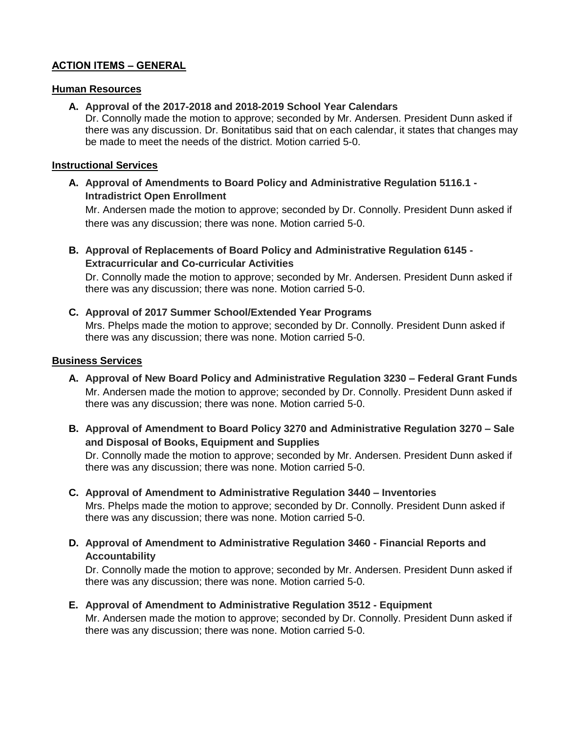## ACTION ITEMS – GENERAL

### Human Resources

**A. Approval of the 2017-2018 and 2018-2019 School Year Calendars**

Dr. Connolly made the motion to approve; seconded by Mr. Andersen. President Dunn asked if there was any discussion. Dr. Bonitatibus said that on each calendar, it states that changes may be made to meet the needs of the district. Motion carried 5-0.

### Instructional Services

**A. Approval of Amendments to Board Policy and Administrative Regulation 5116.1 - Intradistrict Open Enrollment**

Mr. Andersen made the motion to approve; seconded by Dr. Connolly. President Dunn asked if there was any discussion; there was none. Motion carried 5-0.

**B. Approval of Replacements of Board Policy and Administrative Regulation 6145 - Extracurricular and Co-curricular Activities**

Dr. Connolly made the motion to approve; seconded by Mr. Andersen. President Dunn asked if there was any discussion; there was none. Motion carried 5-0.

**C. Approval of 2017 Summer School/Extended Year Programs**

Mrs. Phelps made the motion to approve; seconded by Dr. Connolly. President Dunn asked if there was any discussion; there was none. Motion carried 5-0.

### Business Services

**A. Approval of New Board Policy and Administrative Regulation 3230 – Federal Grant Funds**

Mr. Andersen made the motion to approve; seconded by Dr. Connolly. President Dunn asked if there was any discussion; there was none. Motion carried 5-0.

**B. Approval of Amendment to Board Policy 3270 and Administrative Regulation 3270 – Sale and Disposal of Books, Equipment and Supplies**

Dr. Connolly made the motion to approve; seconded by Mr. Andersen. President Dunn asked if there was any discussion; there was none. Motion carried 5-0.

**C. Approval of Amendment to Administrative Regulation 3440 – Inventories**

Mrs. Phelps made the motion to approve; seconded by Dr. Connolly. President Dunn asked if there was any discussion; there was none. Motion carried 5-0.

**D. Approval of Amendment to Administrative Regulation 3460 - Financial Reports and Accountability**

Dr. Connolly made the motion to approve; seconded by Mr. Andersen. President Dunn asked if there was any discussion; there was none. Motion carried 5-0.

**E. Approval of Amendment to Administrative Regulation 3512 - Equipment**

Mr. Andersen made the motion to approve; seconded by Dr. Connolly. President Dunn asked if there was any discussion; there was none. Motion carried 5-0.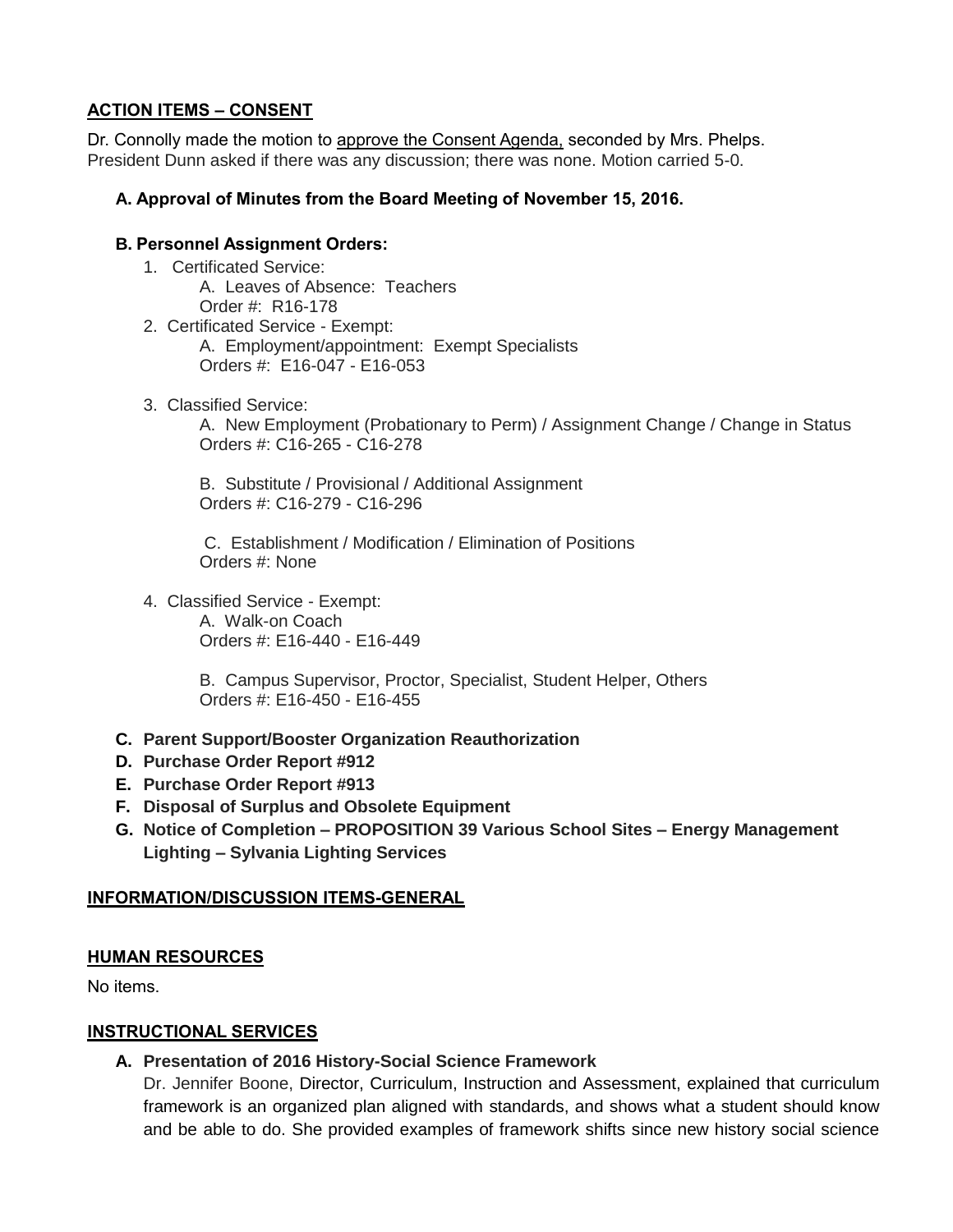**ACTION ITEMS – CONSENT**

Dr. Connolly made the motion to approve the Consent Agenda, seconded by Mrs. Phelps. President Dunn asked if there was any discussion; there was none. Motion carried 5-0.

**A. Approval of Minutes from the Board Meeting of November 15, 2016.**

**B. Personnel Assignment Orders:**

1. Certificated Service:
   A. Leaves of Absence: Teachers
   Order #: R16-178
2. Certificated Service - Exempt:
   A. Employment/appointment: Exempt Specialists
   Orders #: E16-047 - E16-053
3. Classified Service:
   A. New Employment (Probationary to Perm) / Assignment Change / Change in Status
   Orders #: C16-265 - C16-278

   B. Substitute / Provisional / Additional Assignment
   Orders #: C16-279 - C16-296

   C. Establishment / Modification / Elimination of Positions
   Orders #: None
4. Classified Service - Exempt:
   A. Walk-on Coach
   Orders #: E16-440 - E16-449

   B. Campus Supervisor, Proctor, Specialist, Student Helper, Others
   Orders #: E16-450 - E16-455

**C. Parent Support/Booster Organization Reauthorization**

**D. Purchase Order Report #912**

**E. Purchase Order Report #913**

**F. Disposal of Surplus and Obsolete Equipment**

**G. Notice of Completion – PROPOSITION 39 Various School Sites – Energy Management Lighting – Sylvania Lighting Services**

**INFORMATION/DISCUSSION ITEMS-GENERAL**

**HUMAN RESOURCES**

No items.

**INSTRUCTIONAL SERVICES**

**A. Presentation of 2016 History-Social Science Framework**

Dr. Jennifer Boone, Director, Curriculum, Instruction and Assessment, explained that curriculum framework is an organized plan aligned with standards, and shows what a student should know and be able to do. She provided examples of framework shifts since new history social science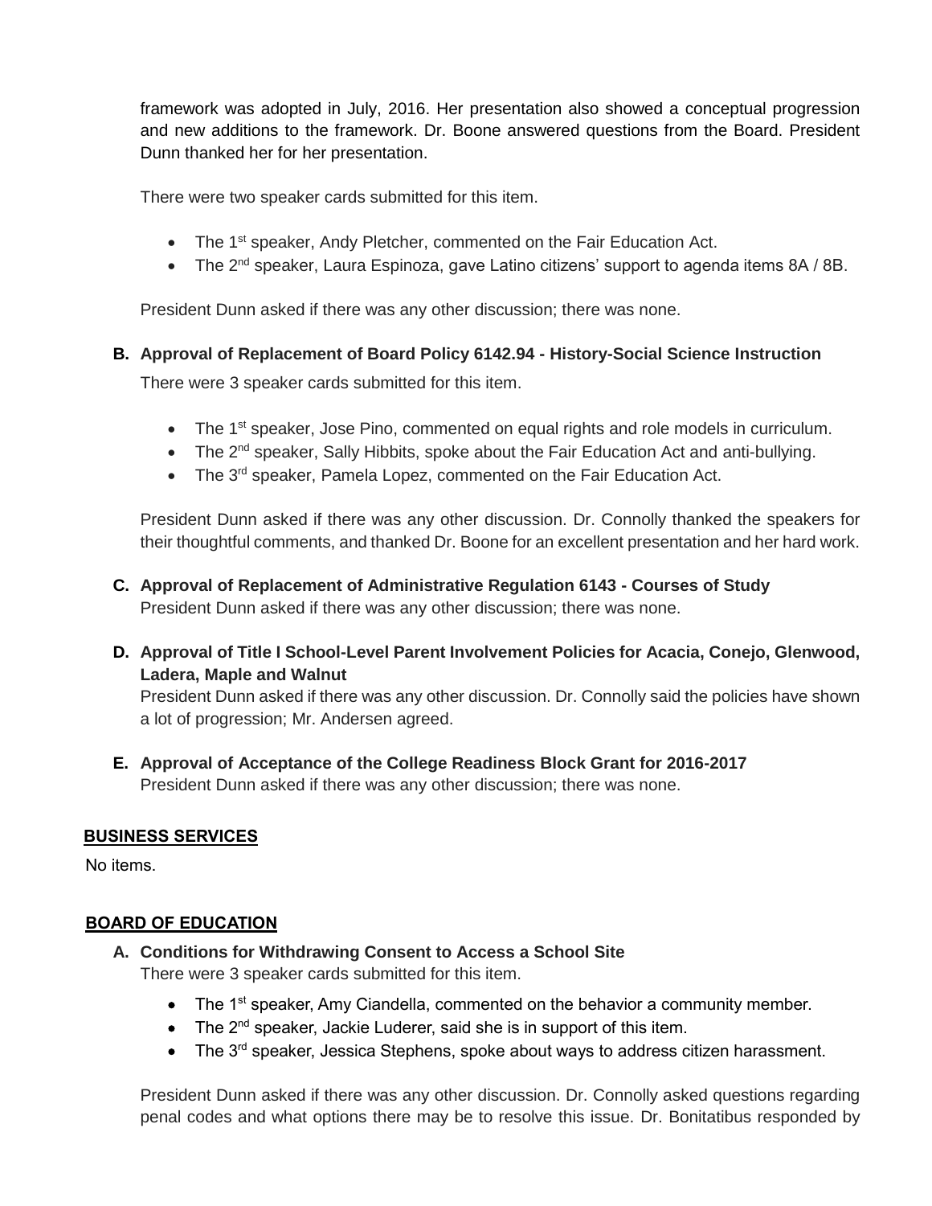framework was adopted in July, 2016. Her presentation also showed a conceptual progression and new additions to the framework. Dr. Boone answered questions from the Board. President Dunn thanked her for her presentation.

There were two speaker cards submitted for this item.

- The 1st speaker, Andy Pletcher, commented on the Fair Education Act.
- The 2nd speaker, Laura Espinoza, gave Latino citizens' support to agenda items 8A / 8B.

President Dunn asked if there was any other discussion; there was none.

**B. Approval of Replacement of Board Policy 6142.94 - History-Social Science Instruction**

There were 3 speaker cards submitted for this item.

- The 1st speaker, Jose Pino, commented on equal rights and role models in curriculum.
- The 2nd speaker, Sally Hibbits, spoke about the Fair Education Act and anti-bullying.
- The 3rd speaker, Pamela Lopez, commented on the Fair Education Act.

President Dunn asked if there was any other discussion. Dr. Connolly thanked the speakers for their thoughtful comments, and thanked Dr. Boone for an excellent presentation and her hard work.

**C. Approval of Replacement of Administrative Regulation 6143 - Courses of Study**
President Dunn asked if there was any other discussion; there was none.

**D. Approval of Title I School-Level Parent Involvement Policies for Acacia, Conejo, Glenwood, Ladera, Maple and Walnut**
President Dunn asked if there was any other discussion. Dr. Connolly said the policies have shown a lot of progression; Mr. Andersen agreed.

**E. Approval of Acceptance of the College Readiness Block Grant for 2016-2017**
President Dunn asked if there was any other discussion; there was none.

## BUSINESS SERVICES

No items.

## BOARD OF EDUCATION

**A. Conditions for Withdrawing Consent to Access a School Site**
There were 3 speaker cards submitted for this item.

- The 1st speaker, Amy Ciandella, commented on the behavior a community member.
- The 2nd speaker, Jackie Luderer, said she is in support of this item.
- The 3rd speaker, Jessica Stephens, spoke about ways to address citizen harassment.

President Dunn asked if there was any other discussion. Dr. Connolly asked questions regarding penal codes and what options there may be to resolve this issue. Dr. Bonitatibus responded by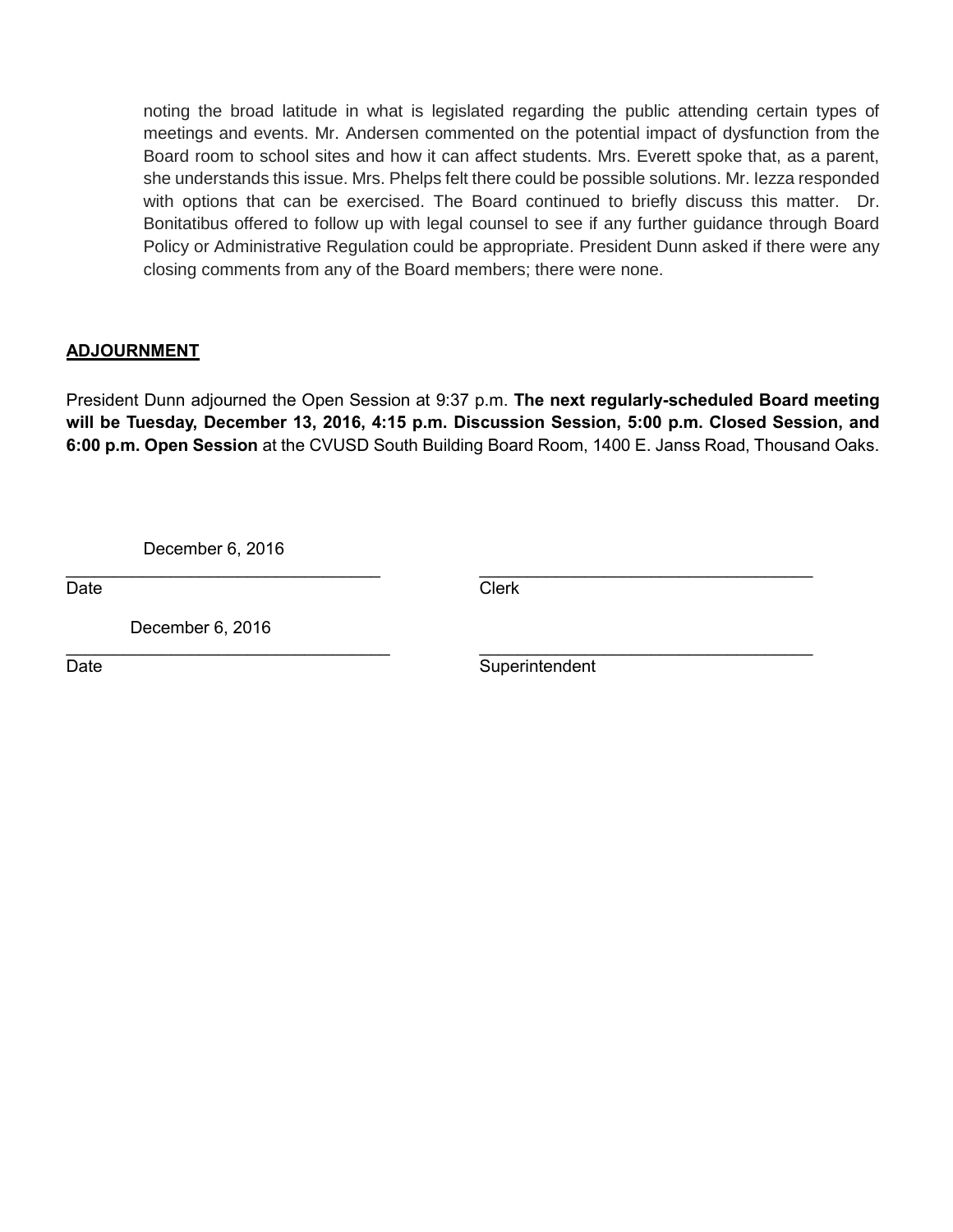noting the broad latitude in what is legislated regarding the public attending certain types of meetings and events. Mr. Andersen commented on the potential impact of dysfunction from the Board room to school sites and how it can affect students. Mrs. Everett spoke that, as a parent, she understands this issue. Mrs. Phelps felt there could be possible solutions. Mr. Iezza responded with options that can be exercised. The Board continued to briefly discuss this matter. Dr. Bonitatibus offered to follow up with legal counsel to see if any further guidance through Board Policy or Administrative Regulation could be appropriate. President Dunn asked if there were any closing comments from any of the Board members; there were none.

**ADJOURNMENT**

President Dunn adjourned the Open Session at 9:37 p.m. **The next regularly-scheduled Board meeting will be Tuesday, December 13, 2016, 4:15 p.m. Discussion Session, 5:00 p.m. Closed Session, and 6:00 p.m. Open Session** at the CVUSD South Building Board Room, 1400 E. Janss Road, Thousand Oaks.

December 6, 2016
\_\_\_\_\_\_\_\_\_\_\_\_\_\_\_\_\_\_\_\_\_\_\_\_\_\_\_\_\_\_ \_\_\_\_\_\_\_\_\_\_\_\_\_\_\_\_\_\_\_\_\_\_\_\_\_\_\_\_\_\_
Date Clerk

December 6, 2016
\_\_\_\_\_\_\_\_\_\_\_\_\_\_\_\_\_\_\_\_\_\_\_\_\_\_\_\_\_\_ \_\_\_\_\_\_\_\_\_\_\_\_\_\_\_\_\_\_\_\_\_\_\_\_\_\_\_\_\_\_
Date Superintendent